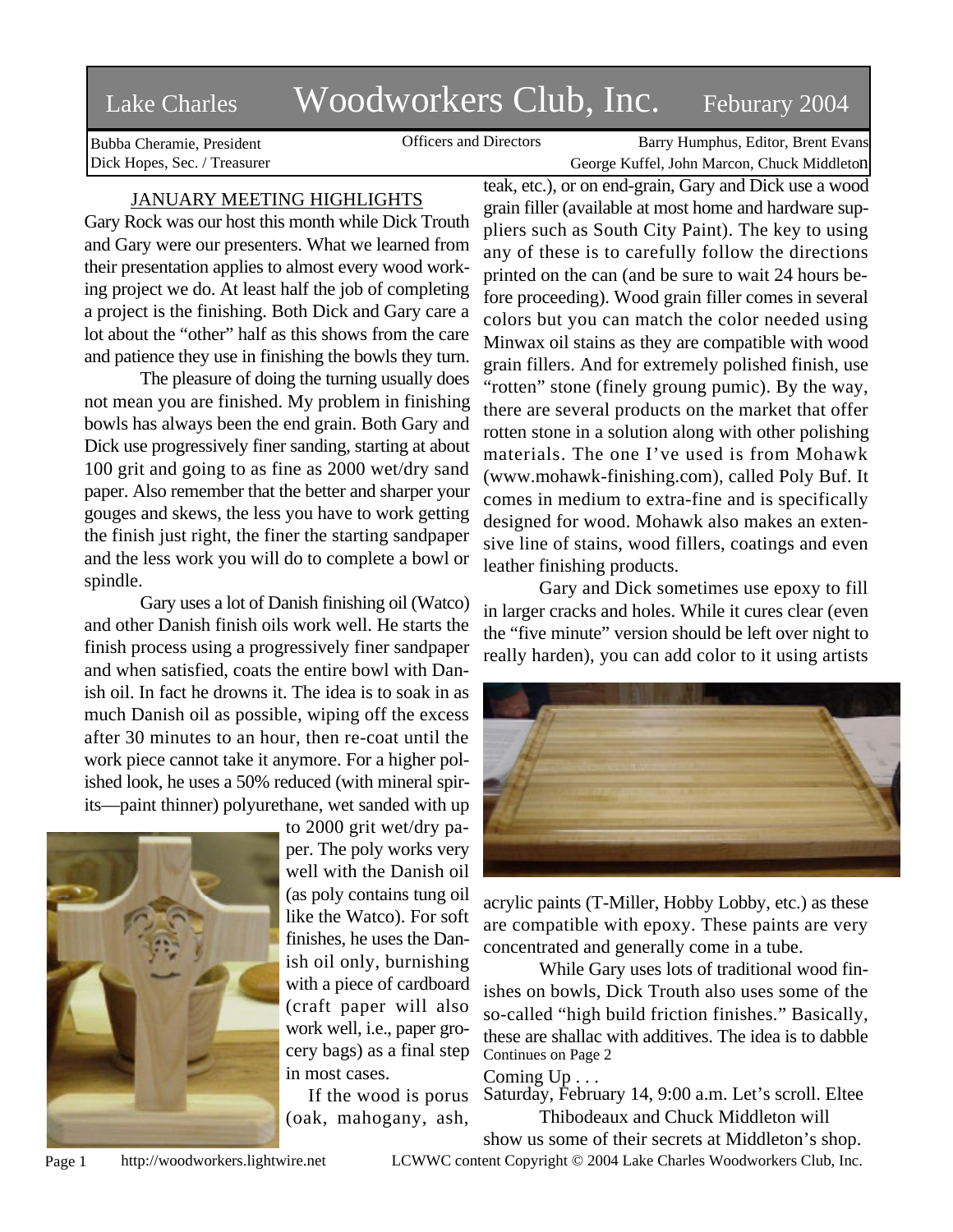# Lake Charles Woodworkers Club, Inc. Feburary 2004

Bubba Cheramie, President
Dick Hopes, Sec. / Treasurer

Officers and Directors

Barry Humphus, Editor, Brent Evans
George Kuffel, John Marcon, Chuck Middleton

## JANUARY MEETING HIGHLIGHTS

Gary Rock was our host this month while Dick Trouth and Gary were our presenters. What we learned from their presentation applies to almost every wood working project we do. At least half the job of completing a project is the finishing. Both Dick and Gary care a lot about the "other" half as this shows from the care and patience they use in finishing the bowls they turn.

The pleasure of doing the turning usually does not mean you are finished. My problem in finishing bowls has always been the end grain. Both Gary and Dick use progressively finer sanding, starting at about 100 grit and going to as fine as 2000 wet/dry sand paper. Also remember that the better and sharper your gouges and skews, the less you have to work getting the finish just right, the finer the starting sandpaper and the less work you will do to complete a bowl or spindle.

Gary uses a lot of Danish finishing oil (Watco) and other Danish finish oils work well. He starts the finish process using a progressively finer sandpaper and when satisfied, coats the entire bowl with Danish oil. In fact he drowns it. The idea is to soak in as much Danish oil as possible, wiping off the excess after 30 minutes to an hour, then re-coat until the work piece cannot take it anymore. For a higher polished look, he uses a 50% reduced (with mineral spirits—paint thinner) polyurethane, wet sanded with up to 2000 grit wet/dry paper. The poly works very well with the Danish oil (as poly contains tung oil like the Watco). For soft finishes, he uses the Danish oil only, burnishing with a piece of cardboard (craft paper will also work well, i.e., paper grocery bags) as a final step in most cases.

If the wood is porus (oak, mahogany, ash, teak, etc.), or on end-grain, Gary and Dick use a wood grain filler (available at most home and hardware suppliers such as South City Paint). The key to using any of these is to carefully follow the directions printed on the can (and be sure to wait 24 hours before proceeding). Wood grain filler comes in several colors but you can match the color needed using Minwax oil stains as they are compatible with wood grain fillers. And for extremely polished finish, use "rotten" stone (finely groung pumic). By the way, there are several products on the market that offer rotten stone in a solution along with other polishing materials. The one I've used is from Mohawk (www.mohawk-finishing.com), called Poly Buf. It comes in medium to extra-fine and is specifically designed for wood. Mohawk also makes an extensive line of stains, wood fillers, coatings and even leather finishing products.

Gary and Dick sometimes use epoxy to fill in larger cracks and holes. While it cures clear (even the "five minute" version should be left over night to really harden), you can add color to it using artists acrylic paints (T-Miller, Hobby Lobby, etc.) as these are compatible with epoxy. These paints are very concentrated and generally come in a tube.

While Gary uses lots of traditional wood finishes on bowls, Dick Trouth also uses some of the so-called "high build friction finishes." Basically, these are shallac with additives. The idea is to dabble

Continues on Page 2

Coming Up . . .

Saturday, February 14, 9:00 a.m. Let's scroll. Eltee Thibodeaux and Chuck Middleton will show us some of their secrets at Middleton's shop.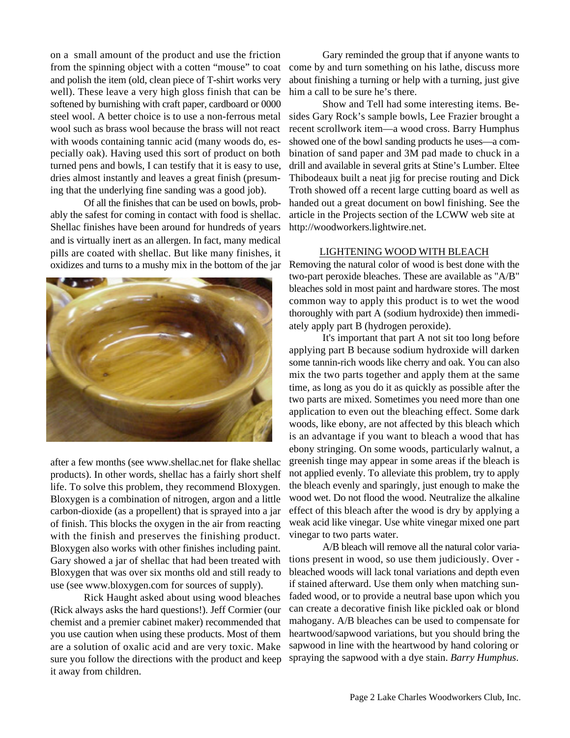on a small amount of the product and use the friction from the spinning object with a cotten "mouse" to coat and polish the item (old, clean piece of T-shirt works very well). These leave a very high gloss finish that can be softened by burnishing with craft paper, cardboard or 0000 steel wool. A better choice is to use a non-ferrous metal wool such as brass wool because the brass will not react with woods containing tannic acid (many woods do, especially oak). Having used this sort of product on both turned pens and bowls, I can testify that it is easy to use, dries almost instantly and leaves a great finish (presuming that the underlying fine sanding was a good job).

Of all the finishes that can be used on bowls, probably the safest for coming in contact with food is shellac. Shellac finishes have been around for hundreds of years and is virtually inert as an allergen. In fact, many medical pills are coated with shellac. But like many finishes, it oxidizes and turns to a mushy mix in the bottom of the jar after a few months (see www.shellac.net for flake shellac products). In other words, shellac has a fairly short shelf life. To solve this problem, they recommend Bloxygen. Bloxygen is a combination of nitrogen, argon and a little carbon-dioxide (as a propellent) that is sprayed into a jar of finish. This blocks the oxygen in the air from reacting with the finish and preserves the finishing product. Bloxygen also works with other finishes including paint. Gary showed a jar of shellac that had been treated with Bloxygen that was over six months old and still ready to use (see www.bloxygen.com for sources of supply).

Rick Haught asked about using wood bleaches (Rick always asks the hard questions!). Jeff Cormier (our chemist and a premier cabinet maker) recommended that you use caution when using these products. Most of them are a solution of oxalic acid and are very toxic. Make sure you follow the directions with the product and keep it away from children.

Gary reminded the group that if anyone wants to come by and turn something on his lathe, discuss more about finishing a turning or help with a turning, just give him a call to be sure he's there.

Show and Tell had some interesting items. Besides Gary Rock's sample bowls, Lee Frazier brought a recent scrollwork item—a wood cross. Barry Humphus showed one of the bowl sanding products he uses—a combination of sand paper and 3M pad made to chuck in a drill and available in several grits at Stine's Lumber. Eltee Thibodeaux built a neat jig for precise routing and Dick Troth showed off a recent large cutting board as well as handed out a great document on bowl finishing. See the article in the Projects section of the LCWW web site at http://woodworkers.lightwire.net.

## LIGHTENING WOOD WITH BLEACH

Removing the natural color of wood is best done with the two-part peroxide bleaches. These are available as "A/B" bleaches sold in most paint and hardware stores. The most common way to apply this product is to wet the wood thoroughly with part A (sodium hydroxide) then immediately apply part B (hydrogen peroxide).

It's important that part A not sit too long before applying part B because sodium hydroxide will darken some tannin-rich woods like cherry and oak. You can also mix the two parts together and apply them at the same time, as long as you do it as quickly as possible after the two parts are mixed. Sometimes you need more than one application to even out the bleaching effect. Some dark woods, like ebony, are not affected by this bleach which is an advantage if you want to bleach a wood that has ebony stringing. On some woods, particularly walnut, a greenish tinge may appear in some areas if the bleach is not applied evenly. To alleviate this problem, try to apply the bleach evenly and sparingly, just enough to make the wood wet. Do not flood the wood. Neutralize the alkaline effect of this bleach after the wood is dry by applying a weak acid like vinegar. Use white vinegar mixed one part vinegar to two parts water.

A/B bleach will remove all the natural color variations present in wood, so use them judiciously. Over-bleached woods will lack tonal variations and depth even if stained afterward. Use them only when matching sun-faded wood, or to provide a neutral base upon which you can create a decorative finish like pickled oak or blond mahogany. A/B bleaches can be used to compensate for heartwood/sapwood variations, but you should bring the sapwood in line with the heartwood by hand coloring or spraying the sapwood with a dye stain. *Barry Humphus.*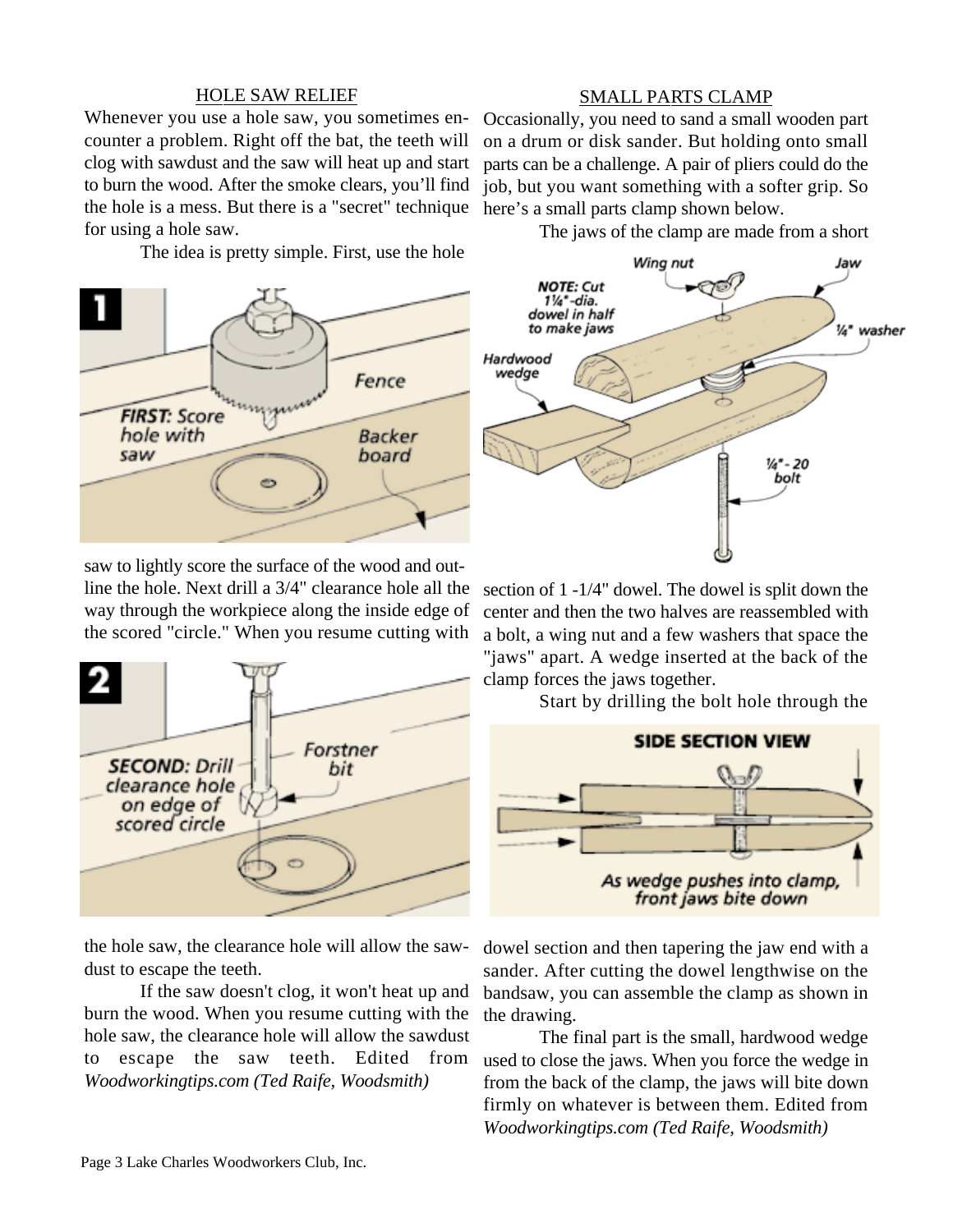## HOLE SAW RELIEF

Whenever you use a hole saw, you sometimes encounter a problem. Right off the bat, the teeth will clog with sawdust and the saw will heat up and start to burn the wood. After the smoke clears, you'll find the hole is a mess. But there is a "secret" technique for using a hole saw.

The idea is pretty simple. First, use the hole saw to lightly score the surface of the wood and outline the hole. Next drill a 3/4" clearance hole all the way through the workpiece along the inside edge of the scored "circle." When you resume cutting with the hole saw, the clearance hole will allow the sawdust to escape the teeth.

1

FIRST: Score hole with saw

Fence

Backer board

2

SECOND: Drill clearance hole on edge of scored circle

Forstner bit

If the saw doesn't clog, it won't heat up and burn the wood. When you resume cutting with the hole saw, the clearance hole will allow the sawdust to escape the saw teeth. Edited from *Woodworkingtips.com (Ted Raife, Woodsmith)*

## SMALL PARTS CLAMP

Occasionally, you need to sand a small wooden part on a drum or disk sander. But holding onto small parts can be a challenge. A pair of pliers could do the job, but you want something with a softer grip. So here's a small parts clamp shown below.

The jaws of the clamp are made from a short section of 1 -1/4" dowel. The dowel is split down the center and then the two halves are reassembled with a bolt, a wing nut and a few washers that space the "jaws" apart. A wedge inserted at the back of the clamp forces the jaws together.

Wing nut

Jaw

NOTE: Cut 1¼"-dia. dowel in half to make jaws

¼" washer

Hardwood wedge

¼"-20 bolt

Start by drilling the bolt hole through the dowel section and then tapering the jaw end with a sander. After cutting the dowel lengthwise on the bandsaw, you can assemble the clamp as shown in the drawing.

SIDE SECTION VIEW

As wedge pushes into clamp, front jaws bite down

The final part is the small, hardwood wedge used to close the jaws. When you force the wedge in from the back of the clamp, the jaws will bite down firmly on whatever is between them. Edited from *Woodworkingtips.com (Ted Raife, Woodsmith)*